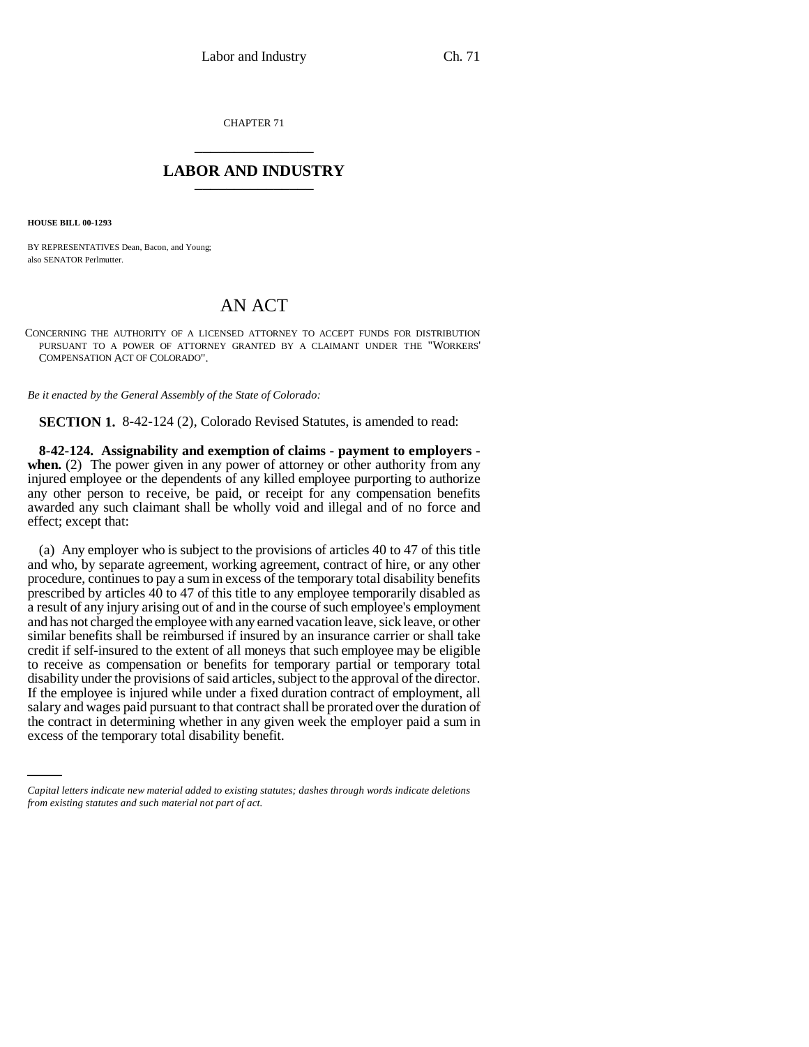CHAPTER 71

## LABOR AND INDUSTRY

**HOUSE BILL 00-1293**

BY REPRESENTATIVES Dean, Bacon, and Young;
also SENATOR Perlmutter.

# AN ACT

CONCERNING THE AUTHORITY OF A LICENSED ATTORNEY TO ACCEPT FUNDS FOR DISTRIBUTION PURSUANT TO A POWER OF ATTORNEY GRANTED BY A CLAIMANT UNDER THE "WORKERS' COMPENSATION ACT OF COLORADO".

*Be it enacted by the General Assembly of the State of Colorado:*

**SECTION 1.** 8-42-124 (2), Colorado Revised Statutes, is amended to read:

**8-42-124. Assignability and exemption of claims - payment to employers - when.** (2) The power given in any power of attorney or other authority from any injured employee or the dependents of any killed employee purporting to authorize any other person to receive, be paid, or receipt for any compensation benefits awarded any such claimant shall be wholly void and illegal and of no force and effect; except that:

(a) Any employer who is subject to the provisions of articles 40 to 47 of this title and who, by separate agreement, working agreement, contract of hire, or any other procedure, continues to pay a sum in excess of the temporary total disability benefits prescribed by articles 40 to 47 of this title to any employee temporarily disabled as a result of any injury arising out of and in the course of such employee's employment and has not charged the employee with any earned vacation leave, sick leave, or other similar benefits shall be reimbursed if insured by an insurance carrier or shall take credit if self-insured to the extent of all moneys that such employee may be eligible to receive as compensation or benefits for temporary partial or temporary total disability under the provisions of said articles, subject to the approval of the director. If the employee is injured while under a fixed duration contract of employment, all salary and wages paid pursuant to that contract shall be prorated over the duration of the contract in determining whether in any given week the employer paid a sum in excess of the temporary total disability benefit.

*Capital letters indicate new material added to existing statutes; dashes through words indicate deletions from existing statutes and such material not part of act.*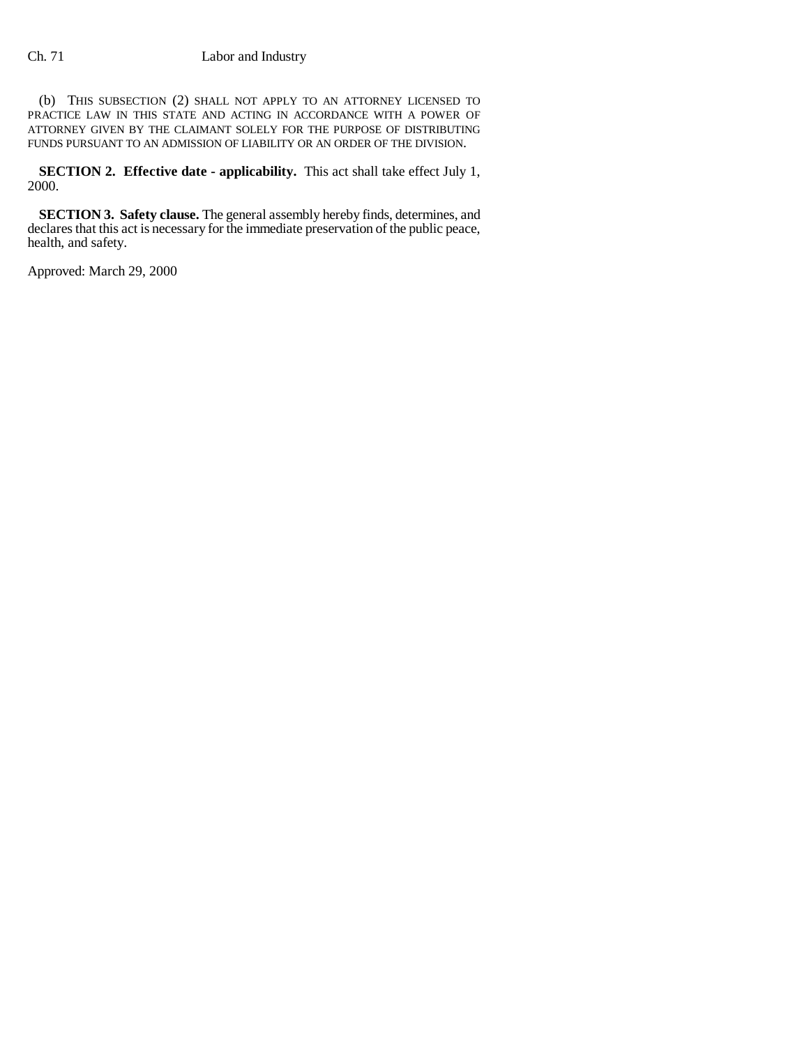(b) THIS SUBSECTION (2) SHALL NOT APPLY TO AN ATTORNEY LICENSED TO PRACTICE LAW IN THIS STATE AND ACTING IN ACCORDANCE WITH A POWER OF ATTORNEY GIVEN BY THE CLAIMANT SOLELY FOR THE PURPOSE OF DISTRIBUTING FUNDS PURSUANT TO AN ADMISSION OF LIABILITY OR AN ORDER OF THE DIVISION.

**SECTION 2. Effective date - applicability.** This act shall take effect July 1, 2000.

**SECTION 3. Safety clause.** The general assembly hereby finds, determines, and declares that this act is necessary for the immediate preservation of the public peace, health, and safety.

Approved: March 29, 2000